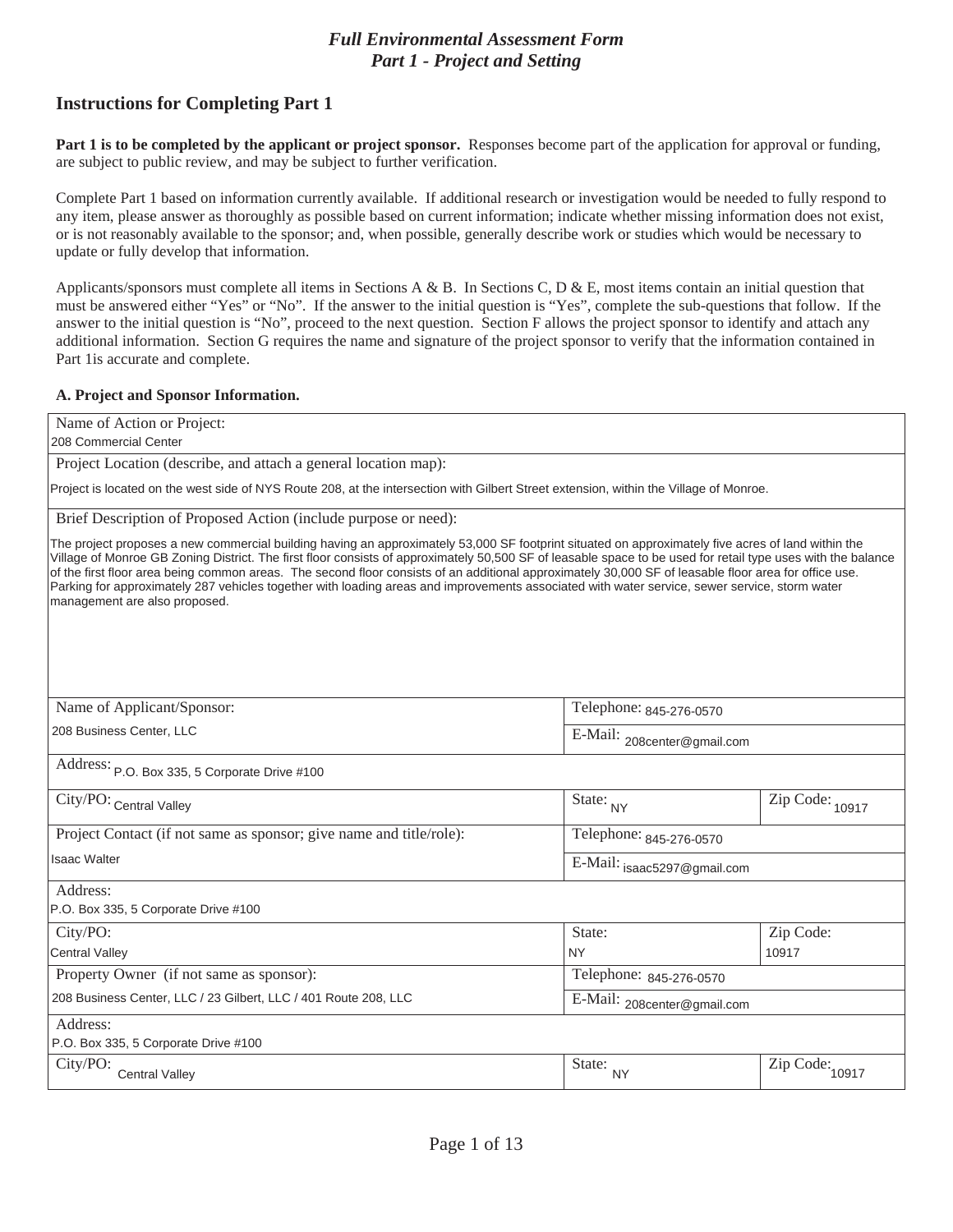# *Full Environmental Assessment Form*
# *Part 1 - Project and Setting*

## Instructions for Completing Part 1

**Part 1 is to be completed by the applicant or project sponsor.** Responses become part of the application for approval or funding, are subject to public review, and may be subject to further verification.

Complete Part 1 based on information currently available. If additional research or investigation would be needed to fully respond to any item, please answer as thoroughly as possible based on current information; indicate whether missing information does not exist, or is not reasonably available to the sponsor; and, when possible, generally describe work or studies which would be necessary to update or fully develop that information.

Applicants/sponsors must complete all items in Sections A & B. In Sections C, D & E, most items contain an initial question that must be answered either "Yes" or "No". If the answer to the initial question is "Yes", complete the sub-questions that follow. If the answer to the initial question is "No", proceed to the next question. Section F allows the project sponsor to identify and attach any additional information. Section G requires the name and signature of the project sponsor to verify that the information contained in Part 1is accurate and complete.

**A. Project and Sponsor Information.**

| | | |
|---|---|---|
| Name of Action or Project: 208 Commercial Center | | |
| Project Location (describe, and attach a general location map): Project is located on the west side of NYS Route 208, at the intersection with Gilbert Street extension, within the Village of Monroe. | | |
| Brief Description of Proposed Action (include purpose or need): The project proposes a new commercial building having an approximately 53,000 SF footprint situated on approximately five acres of land within the Village of Monroe GB Zoning District. The first floor consists of approximately 50,500 SF of leasable space to be used for retail type uses with the balance of the first floor area being common areas. The second floor consists of an additional approximately 30,000 SF of leasable floor area for office use. Parking for approximately 287 vehicles together with loading areas and improvements associated with water service, sewer service, storm water management are also proposed. | | |
| Name of Applicant/Sponsor: 208 Business Center, LLC | Telephone: 845-276-0570 | |
| | E-Mail: 208center@gmail.com | |
| Address: P.O. Box 335, 5 Corporate Drive #100 | | |
| City/PO: Central Valley | State: NY | Zip Code: 10917 |
| Project Contact (if not same as sponsor; give name and title/role): Isaac Walter | Telephone: 845-276-0570 | |
| | E-Mail: isaac5297@gmail.com | |
| Address: P.O. Box 335, 5 Corporate Drive #100 | | |
| City/PO: Central Valley | State: NY | Zip Code: 10917 |
| Property Owner (if not same as sponsor): 208 Business Center, LLC / 23 Gilbert, LLC / 401 Route 208, LLC | Telephone: 845-276-0570 | |
| | E-Mail: 208center@gmail.com | |
| Address: P.O. Box 335, 5 Corporate Drive #100 | | |
| City/PO: Central Valley | State: NY | Zip Code: 10917 |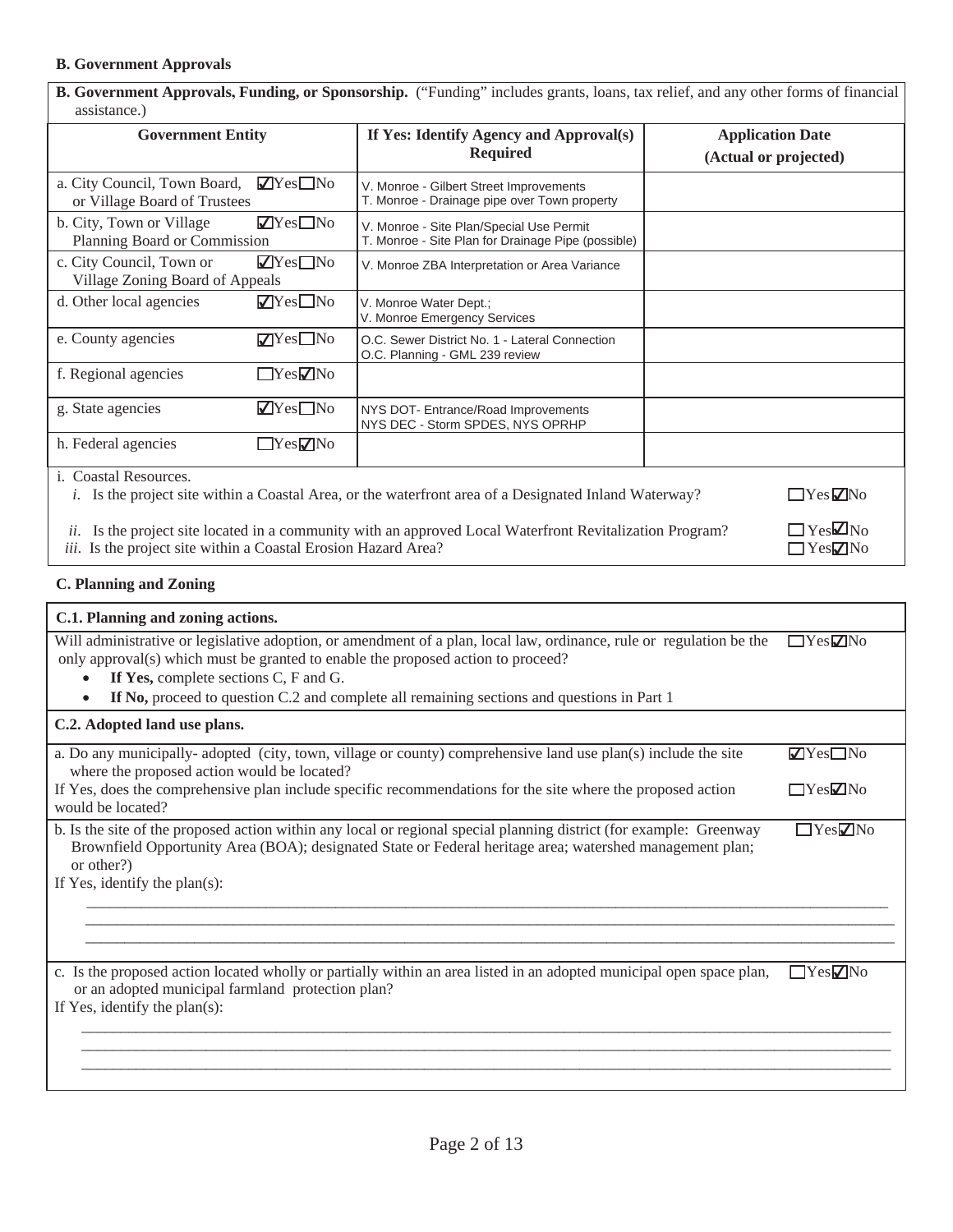**B. Government Approvals**

**B. Government Approvals, Funding, or Sponsorship.** ("Funding" includes grants, loans, tax relief, and any other forms of financial assistance.)

| Government Entity | | If Yes: Identify Agency and Approval(s) Required | Application Date (Actual or projected) |
|---|---|---|---|
| a. City Council, Town Board, or Village Board of Trustees | ☑Yes ☐No | V. Monroe - Gilbert Street Improvements<br>T. Monroe - Drainage pipe over Town property | |
| b. City, Town or Village Planning Board or Commission | ☑Yes ☐No | V. Monroe - Site Plan/Special Use Permit<br>T. Monroe - Site Plan for Drainage Pipe (possible) | |
| c. City Council, Town or Village Zoning Board of Appeals | ☑Yes ☐No | V. Monroe ZBA Interpretation or Area Variance | |
| d. Other local agencies | ☑Yes ☐No | V. Monroe Water Dept.;<br>V. Monroe Emergency Services | |
| e. County agencies | ☑Yes ☐No | O.C. Sewer District No. 1 - Lateral Connection<br>O.C. Planning - GML 239 review | |
| f. Regional agencies | ☐Yes ☑No | | |
| g. State agencies | ☑Yes ☐No | NYS DOT- Entrance/Road Improvements<br>NYS DEC - Storm SPDES, NYS OPRHP | |
| h. Federal agencies | ☐Yes ☑No | | |

i. Coastal Resources.

*i.* Is the project site within a Coastal Area, or the waterfront area of a Designated Inland Waterway? ☐Yes ☑No

*ii.* Is the project site located in a community with an approved Local Waterfront Revitalization Program? ☐Yes ☑No

*iii.* Is the project site within a Coastal Erosion Hazard Area? ☐Yes ☑No

**C. Planning and Zoning**

**C.1. Planning and zoning actions.**

Will administrative or legislative adoption, or amendment of a plan, local law, ordinance, rule or regulation be the only approval(s) which must be granted to enable the proposed action to proceed? ☐Yes ☑No

- **If Yes,** complete sections C, F and G.
- **If No,** proceed to question C.2 and complete all remaining sections and questions in Part 1

**C.2. Adopted land use plans.**

a. Do any municipally- adopted (city, town, village or county) comprehensive land use plan(s) include the site where the proposed action would be located? ☑Yes ☐No

If Yes, does the comprehensive plan include specific recommendations for the site where the proposed action would be located? ☐Yes ☑No

b. Is the site of the proposed action within any local or regional special planning district (for example: Greenway Brownfield Opportunity Area (BOA); designated State or Federal heritage area; watershed management plan; or other?) ☐Yes ☑No

If Yes, identify the plan(s):

\_\_\_\_\_\_\_\_\_\_\_\_\_\_\_\_\_\_\_\_\_\_\_\_\_\_\_\_\_\_\_\_\_\_\_\_\_\_\_\_\_\_\_\_\_\_\_\_\_\_\_\_\_\_\_\_\_\_\_\_\_\_\_\_\_\_\_\_\_\_\_\_\_\_\_\_\_\_

c. Is the proposed action located wholly or partially within an area listed in an adopted municipal open space plan, or an adopted municipal farmland protection plan? ☐Yes ☑No

If Yes, identify the plan(s):

\_\_\_\_\_\_\_\_\_\_\_\_\_\_\_\_\_\_\_\_\_\_\_\_\_\_\_\_\_\_\_\_\_\_\_\_\_\_\_\_\_\_\_\_\_\_\_\_\_\_\_\_\_\_\_\_\_\_\_\_\_\_\_\_\_\_\_\_\_\_\_\_\_\_\_\_\_\_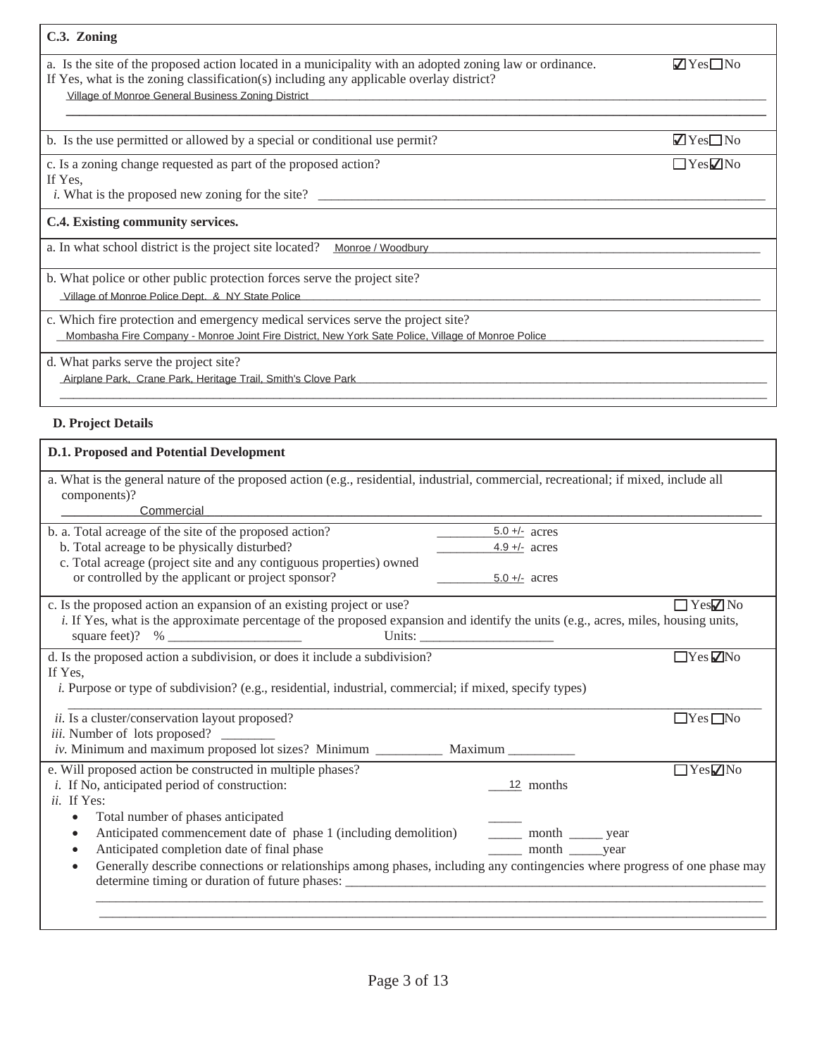**C.3. Zoning**

a. Is the site of the proposed action located in a municipality with an adopted zoning law or ordinance. ☑ Yes ☐ No

If Yes, what is the zoning classification(s) including any applicable overlay district?

Village of Monroe General Business Zoning District

b. Is the use permitted or allowed by a special or conditional use permit? ☑ Yes ☐ No

c. Is a zoning change requested as part of the proposed action? ☐ Yes ☑ No

If Yes,

*i.* What is the proposed new zoning for the site? ______________________

**C.4. Existing community services.**

a. In what school district is the project site located? Monroe / Woodbury

b. What police or other public protection forces serve the project site?

Village of Monroe Police Dept. & NY State Police

c. Which fire protection and emergency medical services serve the project site?

Mombasha Fire Company - Monroe Joint Fire District, New York Sate Police, Village of Monroe Police

d. What parks serve the project site?

Airplane Park, Crane Park, Heritage Trail, Smith's Clove Park

**D. Project Details**

**D.1. Proposed and Potential Development**

a. What is the general nature of the proposed action (e.g., residential, industrial, commercial, recreational; if mixed, include all components)?

Commercial

b. a. Total acreage of the site of the proposed action? 5.0 +/- acres

b. Total acreage to be physically disturbed? 4.9 +/- acres

c. Total acreage (project site and any contiguous properties) owned or controlled by the applicant or project sponsor? 5.0 +/- acres

c. Is the proposed action an expansion of an existing project or use? ☐ Yes ☑ No

*i.* If Yes, what is the approximate percentage of the proposed expansion and identify the units (e.g., acres, miles, housing units, square feet)? % ____________ Units: ____________

d. Is the proposed action a subdivision, or does it include a subdivision? ☐ Yes ☑ No

If Yes,

*i.* Purpose or type of subdivision? (e.g., residential, industrial, commercial; if mixed, specify types)

______________________

*ii.* Is a cluster/conservation layout proposed? ☐ Yes ☐ No

*iii.* Number of lots proposed? ________

*iv.* Minimum and maximum proposed lot sizes? Minimum __________ Maximum __________

e. Will proposed action be constructed in multiple phases? ☐ Yes ☑ No

*i.* If No, anticipated period of construction: 12 months

*ii.* If Yes:

- Total number of phases anticipated _____
- Anticipated commencement date of phase 1 (including demolition) _____ month _____ year
- Anticipated completion date of final phase _____ month _____ year
- Generally describe connections or relationships among phases, including any contingencies where progress of one phase may determine timing or duration of future phases: ______________________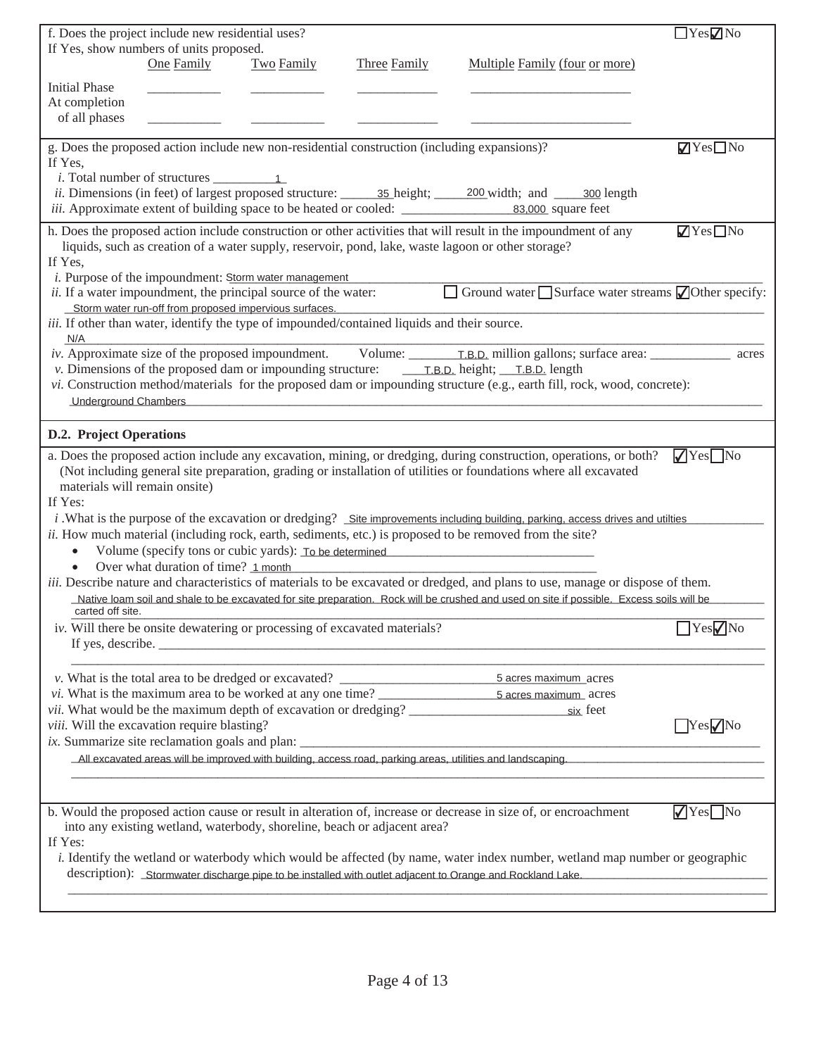f. Does the project include new residential uses? ☐ Yes ☑ No

If Yes, show numbers of units proposed.

| | One Family | Two Family | Three Family | Multiple Family (four or more) |
|---|---|---|---|---|
| Initial Phase | ___ | ___ | ___ | ___ |
| At completion of all phases | ___ | ___ | ___ | ___ |

g. Does the proposed action include new non-residential construction (including expansions)? ☑ Yes ☐ No

If Yes,

*i.* Total number of structures 1

*ii.* Dimensions (in feet) of largest proposed structure: 35 height; 200 width; and 300 length

*iii.* Approximate extent of building space to be heated or cooled: 83,000 square feet

h. Does the proposed action include construction or other activities that will result in the impoundment of any liquids, such as creation of a water supply, reservoir, pond, lake, waste lagoon or other storage? ☑ Yes ☐ No

If Yes,

*i.* Purpose of the impoundment: Storm water management

*ii.* If a water impoundment, the principal source of the water: ☐ Ground water ☐ Surface water streams ☑ Other specify: Storm water run-off from proposed impervious surfaces.

*iii.* If other than water, identify the type of impounded/contained liquids and their source. N/A

*iv.* Approximate size of the proposed impoundment. Volume: T.B.D. million gallons; surface area: ___ acres

*v.* Dimensions of the proposed dam or impounding structure: T.B.D. height; T.B.D. length

*vi.* Construction method/materials for the proposed dam or impounding structure (e.g., earth fill, rock, wood, concrete): Underground Chambers

## D.2. Project Operations

a. Does the proposed action include any excavation, mining, or dredging, during construction, operations, or both? (Not including general site preparation, grading or installation of utilities or foundations where all excavated materials will remain onsite) ☑ Yes ☐ No

If Yes:

*i.* What is the purpose of the excavation or dredging? Site improvements including building, parking, access drives and utilties

*ii.* How much material (including rock, earth, sediments, etc.) is proposed to be removed from the site?

- Volume (specify tons or cubic yards): To be determined
- Over what duration of time? 1 month

*iii.* Describe nature and characteristics of materials to be excavated or dredged, and plans to use, manage or dispose of them. Native loam soil and shale to be excavated for site preparation. Rock will be crushed and used on site if possible. Excess soils will be carted off site.

*iv.* Will there be onsite dewatering or processing of excavated materials? ☐ Yes ☑ No

If yes, describe. ___

*v.* What is the total area to be dredged or excavated? 5 acres maximum acres

*vi.* What is the maximum area to be worked at any one time? 5 acres maximum acres

*vii.* What would be the maximum depth of excavation or dredging? six feet

*viii.* Will the excavation require blasting? ☐ Yes ☑ No

*ix.* Summarize site reclamation goals and plan: All excavated areas will be improved with building, access road, parking areas, utilities and landscaping.

b. Would the proposed action cause or result in alteration of, increase or decrease in size of, or encroachment into any existing wetland, waterbody, shoreline, beach or adjacent area? ☑ Yes ☐ No

If Yes:

*i.* Identify the wetland or waterbody which would be affected (by name, water index number, wetland map number or geographic description): Stormwater discharge pipe to be installed with outlet adjacent to Orange and Rockland Lake.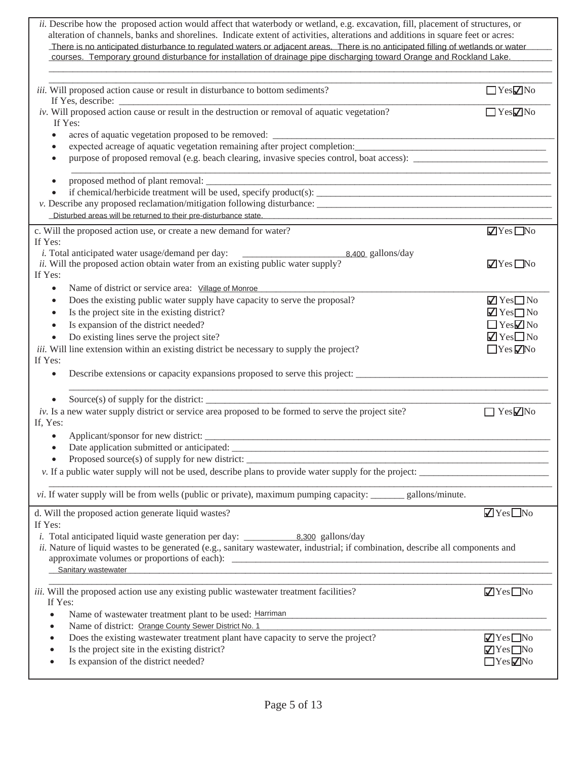*ii.* Describe how the proposed action would affect that waterbody or wetland, e.g. excavation, fill, placement of structures, or alteration of channels, banks and shorelines. Indicate extent of activities, alterations and additions in square feet or acres: There is no anticipated disturbance to regulated waters or adjacent areas. There is no anticipated filling of wetlands or water courses. Temporary ground disturbance for installation of drainage pipe discharging toward Orange and Rockland Lake.

*iii.* Will proposed action cause or result in disturbance to bottom sediments? ☐ Yes ☑ No
If Yes, describe: ______

*iv.* Will proposed action cause or result in the destruction or removal of aquatic vegetation? ☐ Yes ☑ No
If Yes:

- acres of aquatic vegetation proposed to be removed: ______
- expected acreage of aquatic vegetation remaining after project completion: ______
- purpose of proposed removal (e.g. beach clearing, invasive species control, boat access): ______
- proposed method of plant removal: ______
- if chemical/herbicide treatment will be used, specify product(s): ______

*v.* Describe any proposed reclamation/mitigation following disturbance: Disturbed areas will be returned to their pre-disturbance state.

---

c. Will the proposed action use, or create a new demand for water? ☑ Yes ☐ No
If Yes:

*i.* Total anticipated water usage/demand per day: 8,400 gallons/day

*ii.* Will the proposed action obtain water from an existing public water supply? ☑ Yes ☐ No
If Yes:

- Name of district or service area: Village of Monroe
- Does the existing public water supply have capacity to serve the proposal? ☑ Yes ☐ No
- Is the project site in the existing district? ☑ Yes ☐ No
- Is expansion of the district needed? ☐ Yes ☑ No
- Do existing lines serve the project site? ☑ Yes ☐ No

*iii.* Will line extension within an existing district be necessary to supply the project? ☐ Yes ☑ No
If Yes:

- Describe extensions or capacity expansions proposed to serve this project: ______
- Source(s) of supply for the district: ______

*iv.* Is a new water supply district or service area proposed to be formed to serve the project site? ☐ Yes ☑ No
If, Yes:

- Applicant/sponsor for new district: ______
- Date application submitted or anticipated: ______
- Proposed source(s) of supply for new district: ______

*v.* If a public water supply will not be used, describe plans to provide water supply for the project: ______

*vi.* If water supply will be from wells (public or private), maximum pumping capacity: ______ gallons/minute.

---

d. Will the proposed action generate liquid wastes? ☑ Yes ☐ No
If Yes:

*i.* Total anticipated liquid waste generation per day: 8,300 gallons/day

*ii.* Nature of liquid wastes to be generated (e.g., sanitary wastewater, industrial; if combination, describe all components and approximate volumes or proportions of each): Sanitary wastewater

*iii.* Will the proposed action use any existing public wastewater treatment facilities? ☑ Yes ☐ No
If Yes:

- Name of wastewater treatment plant to be used: Harriman
- Name of district: Orange County Sewer District No. 1
- Does the existing wastewater treatment plant have capacity to serve the project? ☑ Yes ☐ No
- Is the project site in the existing district? ☑ Yes ☐ No
- Is expansion of the district needed? ☐ Yes ☑ No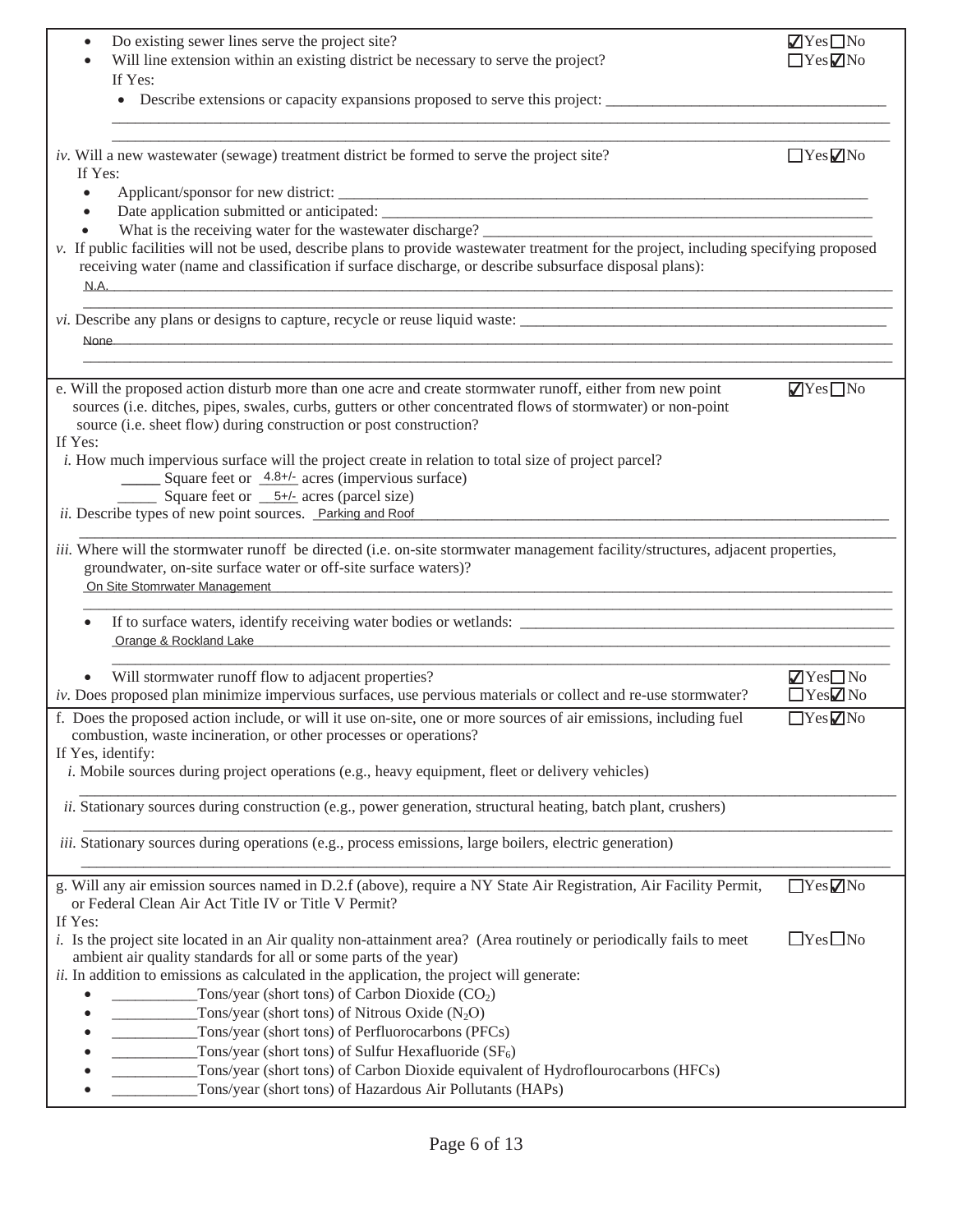- Do existing sewer lines serve the project site? ☑ Yes ☐ No
- Will line extension within an existing district be necessary to serve the project? ☐ Yes ☑ No

  If Yes:

  - Describe extensions or capacity expansions proposed to serve this project: ______________________

*iv.* Will a new wastewater (sewage) treatment district be formed to serve the project site? ☐ Yes ☑ No

If Yes:

- Applicant/sponsor for new district: ______________________
- Date application submitted or anticipated: ______________________
- What is the receiving water for the wastewater discharge? ______________________

*v.* If public facilities will not be used, describe plans to provide wastewater treatment for the project, including specifying proposed receiving water (name and classification if surface discharge, or describe subsurface disposal plans):

N.A.

*vi.* Describe any plans or designs to capture, recycle or reuse liquid waste:

None

---

e. Will the proposed action disturb more than one acre and create stormwater runoff, either from new point sources (i.e. ditches, pipes, swales, curbs, gutters or other concentrated flows of stormwater) or non-point source (i.e. sheet flow) during construction or post construction? ☑ Yes ☐ No

If Yes:

*i.* How much impervious surface will the project create in relation to total size of project parcel?

_____ Square feet or 4.8+/- acres (impervious surface)

_____ Square feet or 5+/- acres (parcel size)

*ii.* Describe types of new point sources. Parking and Roof

*iii.* Where will the stormwater runoff be directed (i.e. on-site stormwater management facility/structures, adjacent properties, groundwater, on-site surface water or off-site surface waters)?

On Site Stomrwater Management

- If to surface waters, identify receiving water bodies or wetlands: Orange & Rockland Lake
- Will stormwater runoff flow to adjacent properties? ☑ Yes ☐ No

*iv.* Does proposed plan minimize impervious surfaces, use pervious materials or collect and re-use stormwater? ☐ Yes ☑ No

---

f. Does the proposed action include, or will it use on-site, one or more sources of air emissions, including fuel combustion, waste incineration, or other processes or operations? ☐ Yes ☑ No

If Yes, identify:

*i.* Mobile sources during project operations (e.g., heavy equipment, fleet or delivery vehicles)

*ii.* Stationary sources during construction (e.g., power generation, structural heating, batch plant, crushers)

*iii.* Stationary sources during operations (e.g., process emissions, large boilers, electric generation)

---

g. Will any air emission sources named in D.2.f (above), require a NY State Air Registration, Air Facility Permit, or Federal Clean Air Act Title IV or Title V Permit? ☐ Yes ☑ No

If Yes:

*i.* Is the project site located in an Air quality non-attainment area? (Area routinely or periodically fails to meet ambient air quality standards for all or some parts of the year) ☐ Yes ☐ No

*ii.* In addition to emissions as calculated in the application, the project will generate:

- ___________Tons/year (short tons) of Carbon Dioxide ($CO_2$)
- ___________Tons/year (short tons) of Nitrous Oxide ($N_2O$)
- ___________Tons/year (short tons) of Perfluorocarbons (PFCs)
- ___________Tons/year (short tons) of Sulfur Hexafluoride ($SF_6$)
- ___________Tons/year (short tons) of Carbon Dioxide equivalent of Hydroflourocarbons (HFCs)
- ___________Tons/year (short tons) of Hazardous Air Pollutants (HAPs)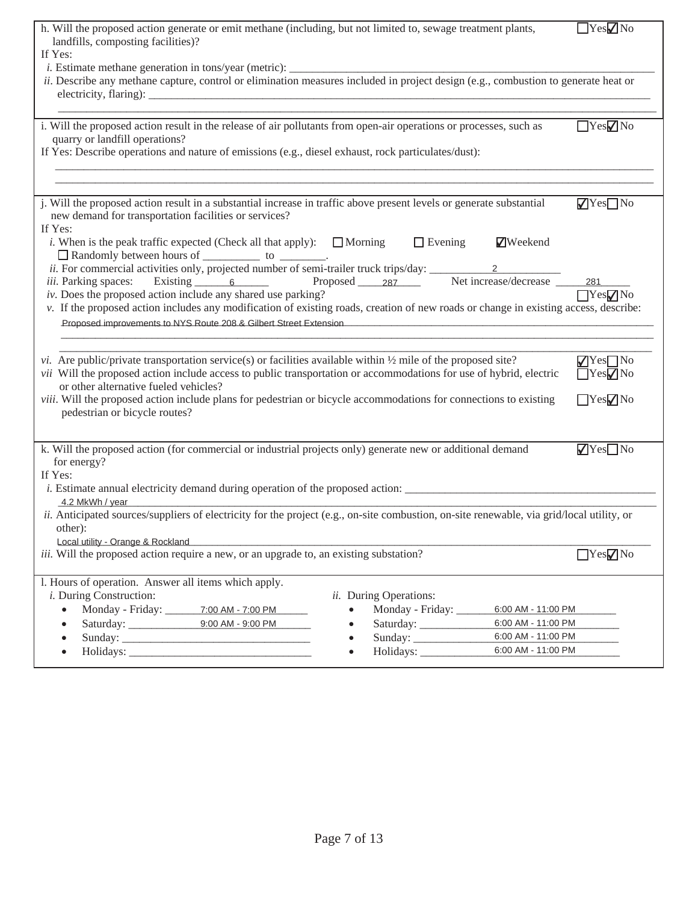h. Will the proposed action generate or emit methane (including, but not limited to, sewage treatment plants, landfills, composting facilities)? ☐Yes ☑No

If Yes:

*i.* Estimate methane generation in tons/year (metric): ______

*ii.* Describe any methane capture, control or elimination measures included in project design (e.g., combustion to generate heat or electricity, flaring): ______

---

i. Will the proposed action result in the release of air pollutants from open-air operations or processes, such as quarry or landfill operations? ☐Yes ☑No

If Yes: Describe operations and nature of emissions (e.g., diesel exhaust, rock particulates/dust): ______

---

j. Will the proposed action result in a substantial increase in traffic above present levels or generate substantial new demand for transportation facilities or services? ☑Yes ☐No

If Yes:

*i.* When is the peak traffic expected (Check all that apply): ☐ Morning ☐ Evening ☑Weekend
☐ Randomly between hours of ______ to ______.

*ii.* For commercial activities only, projected number of semi-trailer truck trips/day: 2

*iii.* Parking spaces: Existing 6 Proposed 287 Net increase/decrease 281

*iv.* Does the proposed action include any shared use parking? ☐Yes ☑No

*v.* If the proposed action includes any modification of existing roads, creation of new roads or change in existing access, describe:
Proposed improvements to NYS Route 208 & Gilbert Street Extension

*vi.* Are public/private transportation service(s) or facilities available within ½ mile of the proposed site? ☑Yes ☐No

*vii* Will the proposed action include access to public transportation or accommodations for use of hybrid, electric or other alternative fueled vehicles? ☐Yes ☑No

*viii.* Will the proposed action include plans for pedestrian or bicycle accommodations for connections to existing pedestrian or bicycle routes? ☐Yes ☑No

---

k. Will the proposed action (for commercial or industrial projects only) generate new or additional demand for energy? ☑Yes ☐No

If Yes:

*i.* Estimate annual electricity demand during operation of the proposed action:
4.2 MkWh / year

*ii.* Anticipated sources/suppliers of electricity for the project (e.g., on-site combustion, on-site renewable, via grid/local utility, or other):
Local utility - Orange & Rockland

*iii.* Will the proposed action require a new, or an upgrade to, an existing substation? ☐Yes ☑No

---

l. Hours of operation. Answer all items which apply.

*i.* During Construction:

- Monday - Friday: 7:00 AM - 7:00 PM
- Saturday: 9:00 AM - 9:00 PM
- Sunday: ______
- Holidays: ______

*ii.* During Operations:

- Monday - Friday: 6:00 AM - 11:00 PM
- Saturday: 6:00 AM - 11:00 PM
- Sunday: 6:00 AM - 11:00 PM
- Holidays: 6:00 AM - 11:00 PM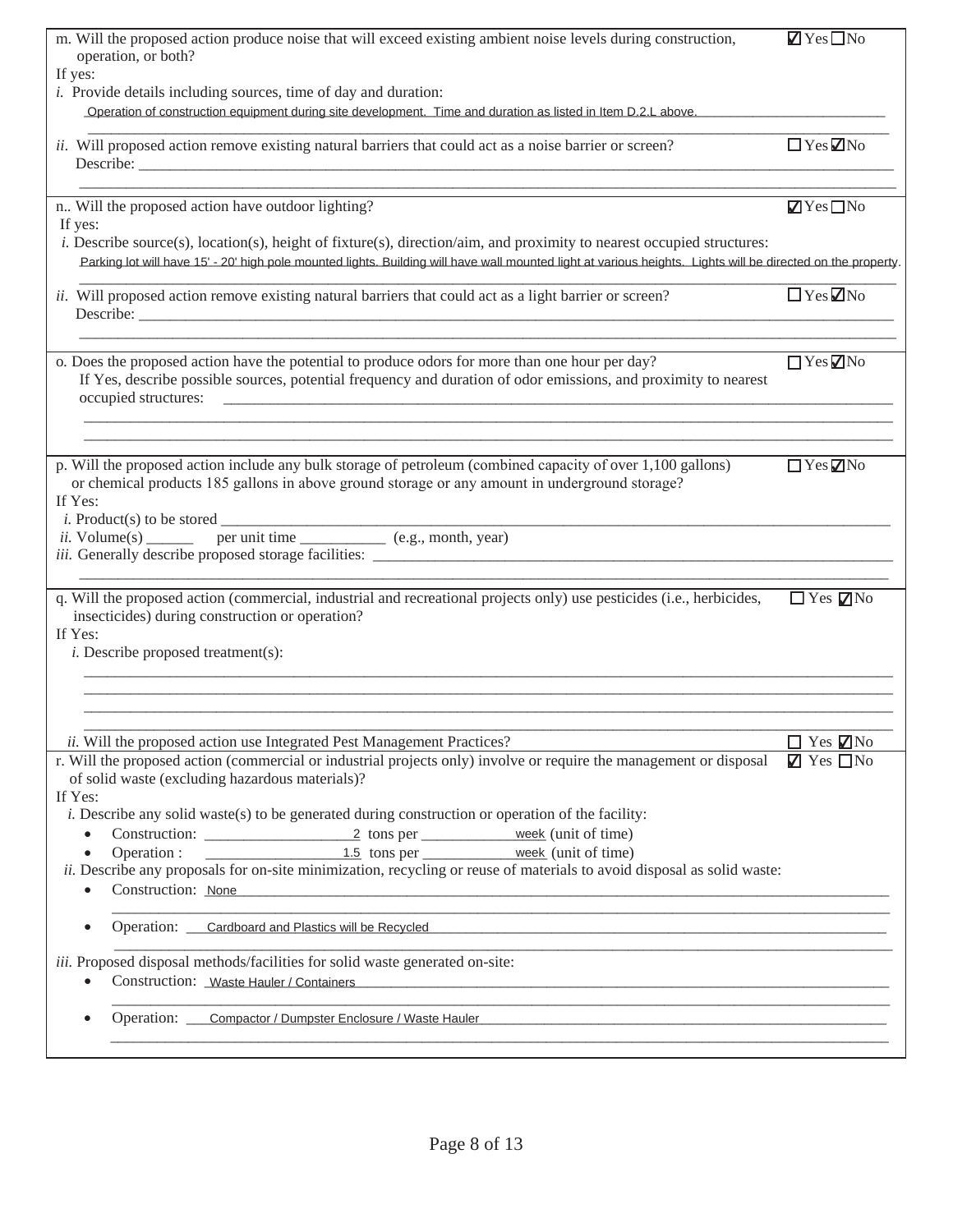m. Will the proposed action produce noise that will exceed existing ambient noise levels during construction, operation, or both? ☑ Yes ☐ No

If yes:

*i.* Provide details including sources, time of day and duration:

Operation of construction equipment during site development. Time and duration as listed in Item D.2.L above.

*ii.* Will proposed action remove existing natural barriers that could act as a noise barrier or screen? ☐ Yes ☑ No

Describe: ______________________________

---

n.. Will the proposed action have outdoor lighting? ☑ Yes ☐ No

If yes:

*i.* Describe source(s), location(s), height of fixture(s), direction/aim, and proximity to nearest occupied structures:

Parking lot will have 15' - 20' high pole mounted lights. Building will have wall mounted light at various heights. Lights will be directed on the property.

*ii.* Will proposed action remove existing natural barriers that could act as a light barrier or screen? ☐ Yes ☑ No

Describe: ______________________________

---

o. Does the proposed action have the potential to produce odors for more than one hour per day? ☐ Yes ☑ No

If Yes, describe possible sources, potential frequency and duration of odor emissions, and proximity to nearest occupied structures: ______________________________

---

p. Will the proposed action include any bulk storage of petroleum (combined capacity of over 1,100 gallons) or chemical products 185 gallons in above ground storage or any amount in underground storage? ☐ Yes ☑ No

If Yes:

*i.* Product(s) to be stored ______________________________

*ii.* Volume(s) ______ per unit time ___________ (e.g., month, year)

*iii.* Generally describe proposed storage facilities: ______________________________

---

q. Will the proposed action (commercial, industrial and recreational projects only) use pesticides (i.e., herbicides, insecticides) during construction or operation? ☐ Yes ☑ No

If Yes:

*i.* Describe proposed treatment(s):

______________________________

*ii.* Will the proposed action use Integrated Pest Management Practices? ☐ Yes ☑ No

---

r. Will the proposed action (commercial or industrial projects only) involve or require the management or disposal of solid waste (excluding hazardous materials)? ☑ Yes ☐ No

If Yes:

*i.* Describe any solid waste(s) to be generated during construction or operation of the facility:

- Construction: 2 tons per week (unit of time)
- Operation : 1.5 tons per week (unit of time)

*ii.* Describe any proposals for on-site minimization, recycling or reuse of materials to avoid disposal as solid waste:

- Construction: None
- Operation: Cardboard and Plastics will be Recycled

*iii.* Proposed disposal methods/facilities for solid waste generated on-site:

- Construction: Waste Hauler / Containers
- Operation: Compactor / Dumpster Enclosure / Waste Hauler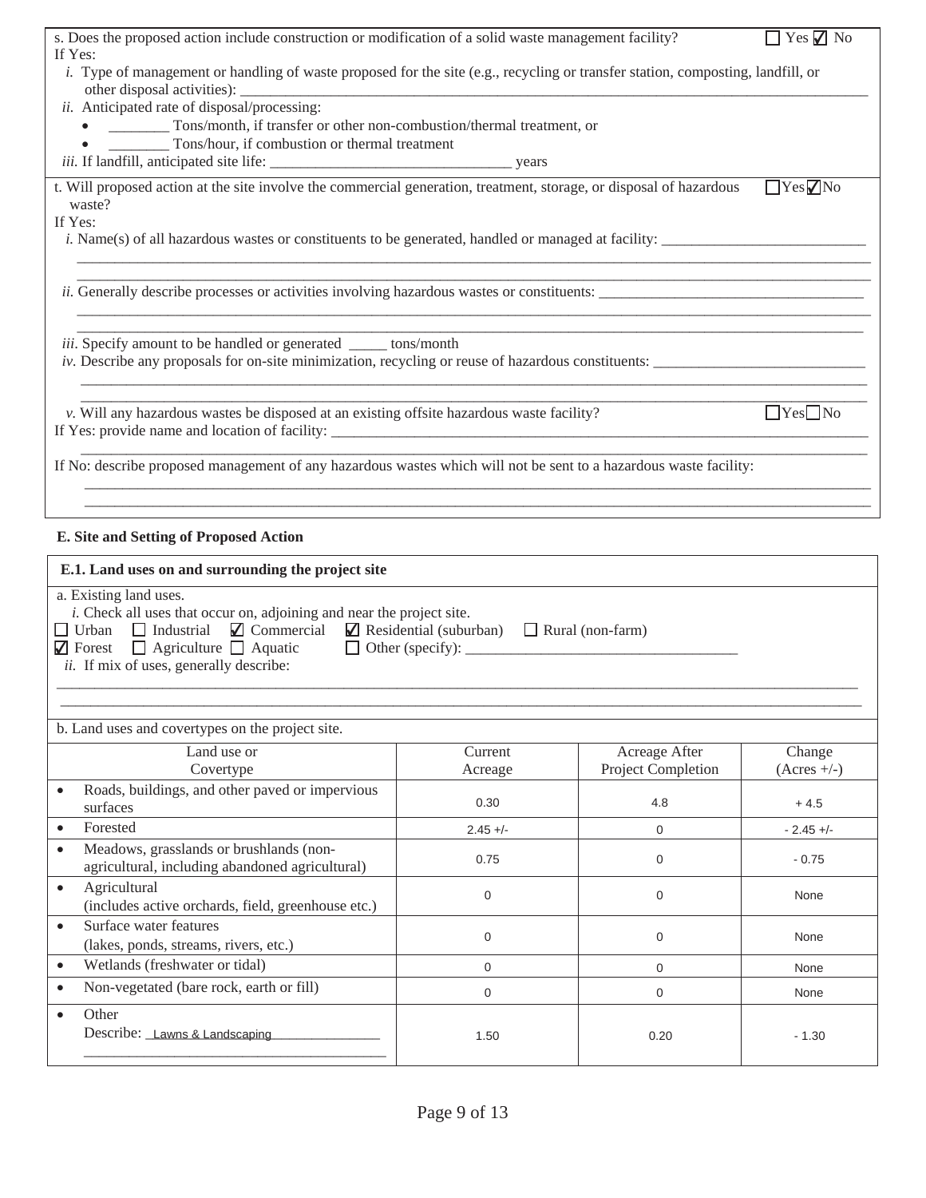s. Does the proposed action include construction or modification of a solid waste management facility? ☐ Yes ☑ No

If Yes:

*i.* Type of management or handling of waste proposed for the site (e.g., recycling or transfer station, composting, landfill, or other disposal activities): ____________________

*ii.* Anticipated rate of disposal/processing:

- ________ Tons/month, if transfer or other non-combustion/thermal treatment, or
- ________ Tons/hour, if combustion or thermal treatment

*iii.* If landfill, anticipated site life: ________________ years

t. Will proposed action at the site involve the commercial generation, treatment, storage, or disposal of hazardous waste? ☐ Yes ☑ No

If Yes:

*i.* Name(s) of all hazardous wastes or constituents to be generated, handled or managed at facility: ____________________

*ii.* Generally describe processes or activities involving hazardous wastes or constituents: ____________________

*iii.* Specify amount to be handled or generated _____ tons/month

*iv.* Describe any proposals for on-site minimization, recycling or reuse of hazardous constituents: ____________________

*v.* Will any hazardous wastes be disposed at an existing offsite hazardous waste facility? ☐ Yes ☐ No

If Yes: provide name and location of facility: ____________________

If No: describe proposed management of any hazardous wastes which will not be sent to a hazardous waste facility: ____________________

## E. Site and Setting of Proposed Action

### E.1. Land uses on and surrounding the project site

a. Existing land uses.

*i.* Check all uses that occur on, adjoining and near the project site.

☐ Urban ☐ Industrial ☑ Commercial ☑ Residential (suburban) ☐ Rural (non-farm)
☑ Forest ☐ Agriculture ☐ Aquatic ☐ Other (specify): ____________________

*ii.* If mix of uses, generally describe:

____________________

b. Land uses and covertypes on the project site.

| Land use or Covertype | Current Acreage | Acreage After Project Completion | Change (Acres +/-) |
|---|---|---|---|
| • Roads, buildings, and other paved or impervious surfaces | 0.30 | 4.8 | + 4.5 |
| • Forested | 2.45 +/- | 0 | - 2.45 +/- |
| • Meadows, grasslands or brushlands (non-agricultural, including abandoned agricultural) | 0.75 | 0 | - 0.75 |
| • Agricultural (includes active orchards, field, greenhouse etc.) | 0 | 0 | None |
| • Surface water features (lakes, ponds, streams, rivers, etc.) | 0 | 0 | None |
| • Wetlands (freshwater or tidal) | 0 | 0 | None |
| • Non-vegetated (bare rock, earth or fill) | 0 | 0 | None |
| • Other Describe: Lawns & Landscaping | 1.50 | 0.20 | - 1.30 |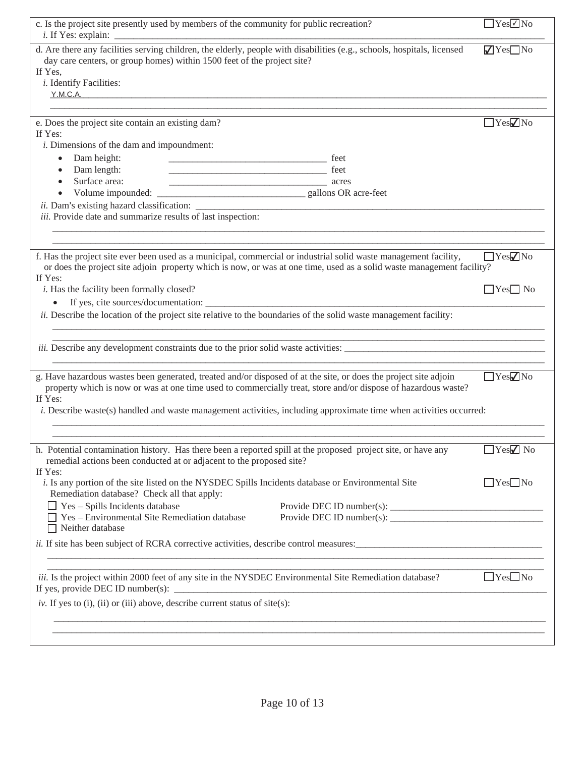c. Is the project site presently used by members of the community for public recreation? ☐ Yes ☑ No

*i.* If Yes: explain: \_\_\_\_\_\_\_\_\_\_\_\_\_\_\_\_\_\_\_\_\_\_\_\_\_\_\_\_\_\_\_\_\_\_\_\_\_\_

d. Are there any facilities serving children, the elderly, people with disabilities (e.g., schools, hospitals, licensed day care centers, or group homes) within 1500 feet of the project site? ☑ Yes ☐ No

If Yes,

*i.* Identify Facilities:

Y.M.C.A.

e. Does the project site contain an existing dam? ☐ Yes ☑ No

If Yes:

*i.* Dimensions of the dam and impoundment:

- Dam height: \_\_\_\_\_\_\_\_\_\_\_\_\_\_\_\_\_\_\_\_ feet
- Dam length: \_\_\_\_\_\_\_\_\_\_\_\_\_\_\_\_\_\_\_\_ feet
- Surface area: \_\_\_\_\_\_\_\_\_\_\_\_\_\_\_\_\_\_\_\_ acres
- Volume impounded: \_\_\_\_\_\_\_\_\_\_\_\_\_\_\_\_\_\_\_\_ gallons OR acre-feet

*ii.* Dam's existing hazard classification: \_\_\_\_\_\_\_\_\_\_\_\_\_\_\_\_\_\_\_\_

*iii.* Provide date and summarize results of last inspection:

f. Has the project site ever been used as a municipal, commercial or industrial solid waste management facility, or does the project site adjoin property which is now, or was at one time, used as a solid waste management facility? ☐ Yes ☑ No

If Yes:

*i.* Has the facility been formally closed? ☐ Yes ☐ No

- If yes, cite sources/documentation: \_\_\_\_\_\_\_\_\_\_\_\_\_\_\_\_\_\_\_\_

*ii.* Describe the location of the project site relative to the boundaries of the solid waste management facility:

*iii.* Describe any development constraints due to the prior solid waste activities: \_\_\_\_\_\_\_\_\_\_\_\_\_\_\_\_\_\_\_\_

g. Have hazardous wastes been generated, treated and/or disposed of at the site, or does the project site adjoin property which is now or was at one time used to commercially treat, store and/or dispose of hazardous waste? ☐ Yes ☑ No

If Yes:

*i.* Describe waste(s) handled and waste management activities, including approximate time when activities occurred:

h. Potential contamination history. Has there been a reported spill at the proposed project site, or have any remedial actions been conducted at or adjacent to the proposed site? ☐ Yes ☑ No

If Yes:

*i.* Is any portion of the site listed on the NYSDEC Spills Incidents database or Environmental Site Remediation database? Check all that apply: ☐ Yes ☐ No

☐ Yes – Spills Incidents database Provide DEC ID number(s): \_\_\_\_\_\_\_\_\_\_\_\_\_\_\_\_\_\_\_\_

☐ Yes – Environmental Site Remediation database Provide DEC ID number(s): \_\_\_\_\_\_\_\_\_\_\_\_\_\_\_\_\_\_\_\_

☐ Neither database

*ii.* If site has been subject of RCRA corrective activities, describe control measures: \_\_\_\_\_\_\_\_\_\_\_\_\_\_\_\_\_\_\_\_

*iii.* Is the project within 2000 feet of any site in the NYSDEC Environmental Site Remediation database? ☐ Yes ☐ No

If yes, provide DEC ID number(s): \_\_\_\_\_\_\_\_\_\_\_\_\_\_\_\_\_\_\_\_

*iv.* If yes to (i), (ii) or (iii) above, describe current status of site(s):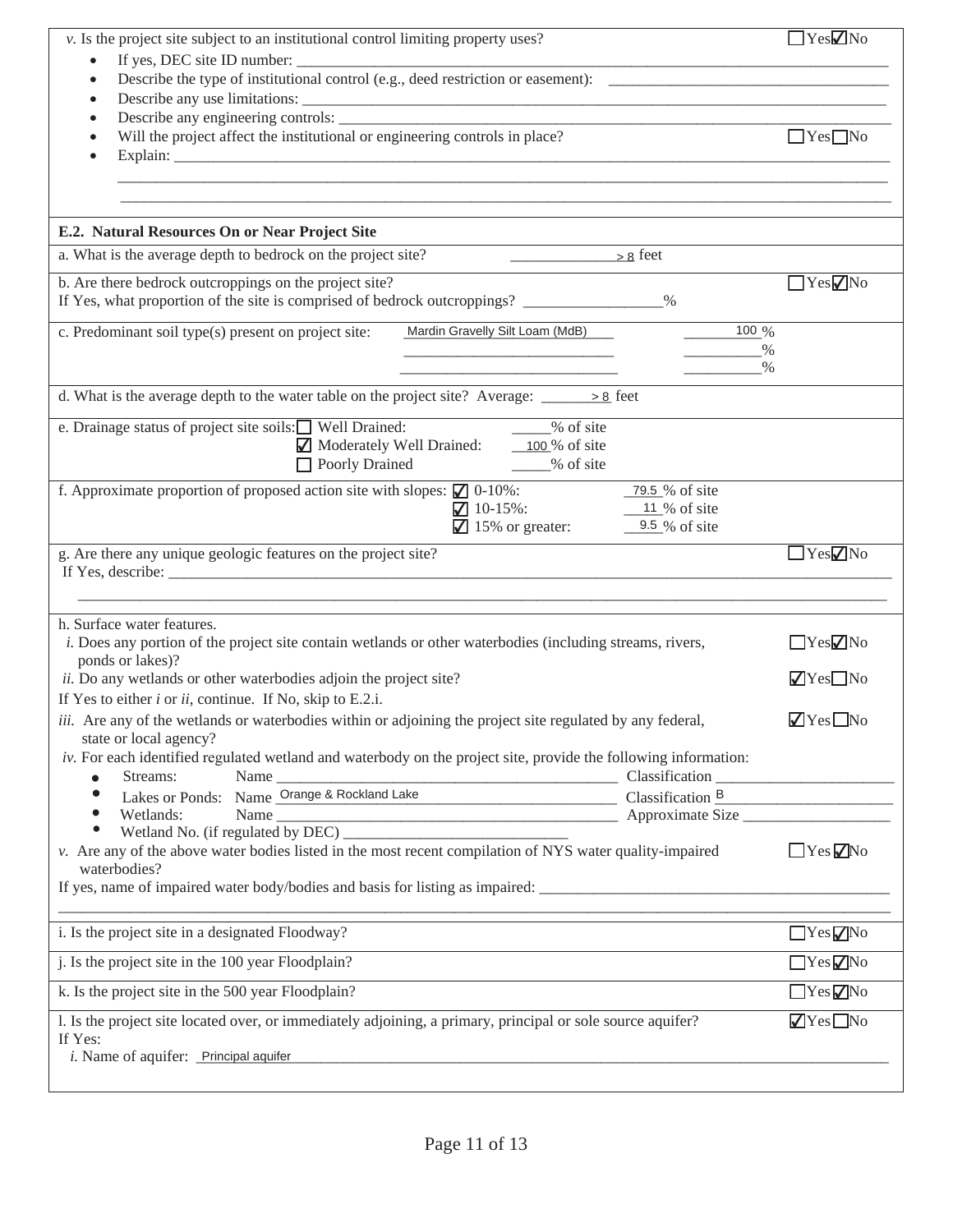*v.* Is the project site subject to an institutional control limiting property uses? ☐ Yes ☑ No

- If yes, DEC site ID number: ____________________
- Describe the type of institutional control (e.g., deed restriction or easement): ____________________
- Describe any use limitations: ____________________
- Describe any engineering controls: ____________________
- Will the project affect the institutional or engineering controls in place? ☐ Yes ☐ No
- Explain: ____________________

**E.2. Natural Resources On or Near Project Site**

a. What is the average depth to bedrock on the project site? > 8 feet

b. Are there bedrock outcroppings on the project site? ☐ Yes ☑ No
If Yes, what proportion of the site is comprised of bedrock outcroppings? ________ %

c. Predominant soil type(s) present on project site: Mardin Gravelly Silt Loam (MdB) 100 %
________ %
________ %

d. What is the average depth to the water table on the project site? Average: > 8 feet

e. Drainage status of project site soils: ☐ Well Drained: _____% of site
☑ Moderately Well Drained: 100 % of site
☐ Poorly Drained _____% of site

f. Approximate proportion of proposed action site with slopes: ☑ 0-10%: 79.5 % of site
☑ 10-15%: 11 % of site
☑ 15% or greater: 9.5 % of site

g. Are there any unique geologic features on the project site? ☐ Yes ☑ No
If Yes, describe: ____________________

h. Surface water features.

*i.* Does any portion of the project site contain wetlands or other waterbodies (including streams, rivers, ponds or lakes)? ☐ Yes ☑ No

*ii.* Do any wetlands or other waterbodies adjoin the project site? ☑ Yes ☐ No

If Yes to either *i* or *ii*, continue. If No, skip to E.2.i.

*iii.* Are any of the wetlands or waterbodies within or adjoining the project site regulated by any federal, state or local agency? ☑ Yes ☐ No

*iv.* For each identified regulated wetland and waterbody on the project site, provide the following information:

- Streams: Name ____________________ Classification ____________________
- Lakes or Ponds: Name Orange & Rockland Lake Classification B
- Wetlands: Name ____________________ Approximate Size ____________________
- Wetland No. (if regulated by DEC) ____________________

*v.* Are any of the above water bodies listed in the most recent compilation of NYS water quality-impaired waterbodies? ☐ Yes ☑ No

If yes, name of impaired water body/bodies and basis for listing as impaired: ____________________

i. Is the project site in a designated Floodway? ☐ Yes ☑ No

j. Is the project site in the 100 year Floodplain? ☐ Yes ☑ No

k. Is the project site in the 500 year Floodplain? ☐ Yes ☑ No

l. Is the project site located over, or immediately adjoining, a primary, principal or sole source aquifer? ☑ Yes ☐ No
If Yes:

*i.* Name of aquifer: Principal aquifer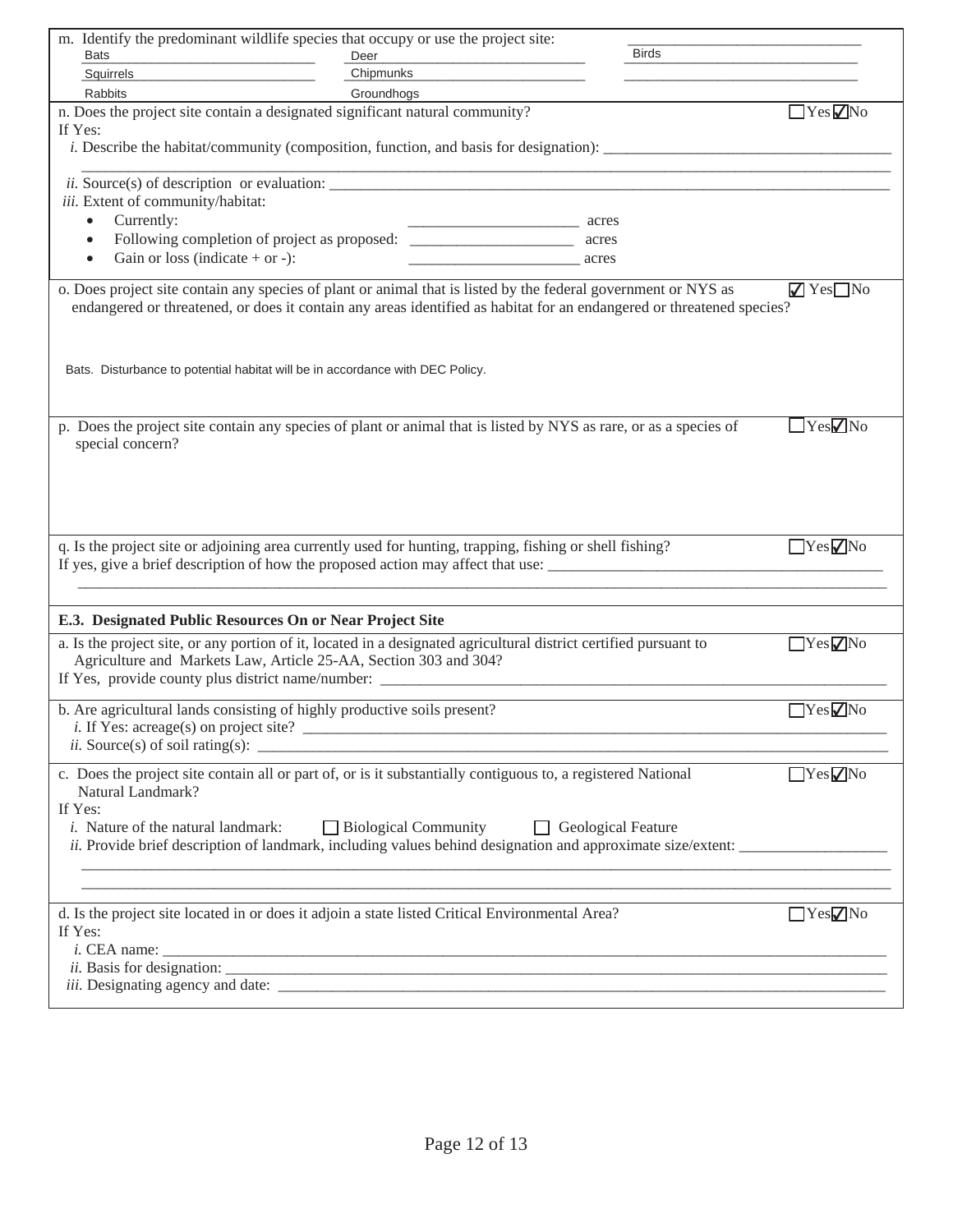m. Identify the predominant wildlife species that occupy or use the project site:

| | | |
|---|---|---|
| Bats | Deer | Birds |
| Squirrels | Chipmunks | |
| Rabbits | Groundhogs | |

n. Does the project site contain a designated significant natural community? ☐ Yes ☑ No

If Yes:

*i.* Describe the habitat/community (composition, function, and basis for designation): ____________________

*ii.* Source(s) of description or evaluation: ____________________

*iii.* Extent of community/habitat:

- Currently: ____________ acres
- Following completion of project as proposed: ____________ acres
- Gain or loss (indicate + or -): ____________ acres

o. Does project site contain any species of plant or animal that is listed by the federal government or NYS as endangered or threatened, or does it contain any areas identified as habitat for an endangered or threatened species? ☑ Yes ☐ No

Bats. Disturbance to potential habitat will be in accordance with DEC Policy.

p. Does the project site contain any species of plant or animal that is listed by NYS as rare, or as a species of special concern? ☐ Yes ☑ No

q. Is the project site or adjoining area currently used for hunting, trapping, fishing or shell fishing? ☐ Yes ☑ No

If yes, give a brief description of how the proposed action may affect that use: ____________________

### E.3. Designated Public Resources On or Near Project Site

a. Is the project site, or any portion of it, located in a designated agricultural district certified pursuant to Agriculture and Markets Law, Article 25-AA, Section 303 and 304? ☐ Yes ☑ No

If Yes, provide county plus district name/number: ____________________

b. Are agricultural lands consisting of highly productive soils present? ☐ Yes ☑ No

*i.* If Yes: acreage(s) on project site? ____________________

*ii.* Source(s) of soil rating(s): ____________________

c. Does the project site contain all or part of, or is it substantially contiguous to, a registered National Natural Landmark? ☐ Yes ☑ No

If Yes:

*i.* Nature of the natural landmark: ☐ Biological Community ☐ Geological Feature

*ii.* Provide brief description of landmark, including values behind designation and approximate size/extent: ____________________

d. Is the project site located in or does it adjoin a state listed Critical Environmental Area? ☐ Yes ☑ No

If Yes:

*i.* CEA name: ____________________

*ii.* Basis for designation: ____________________

*iii.* Designating agency and date: ____________________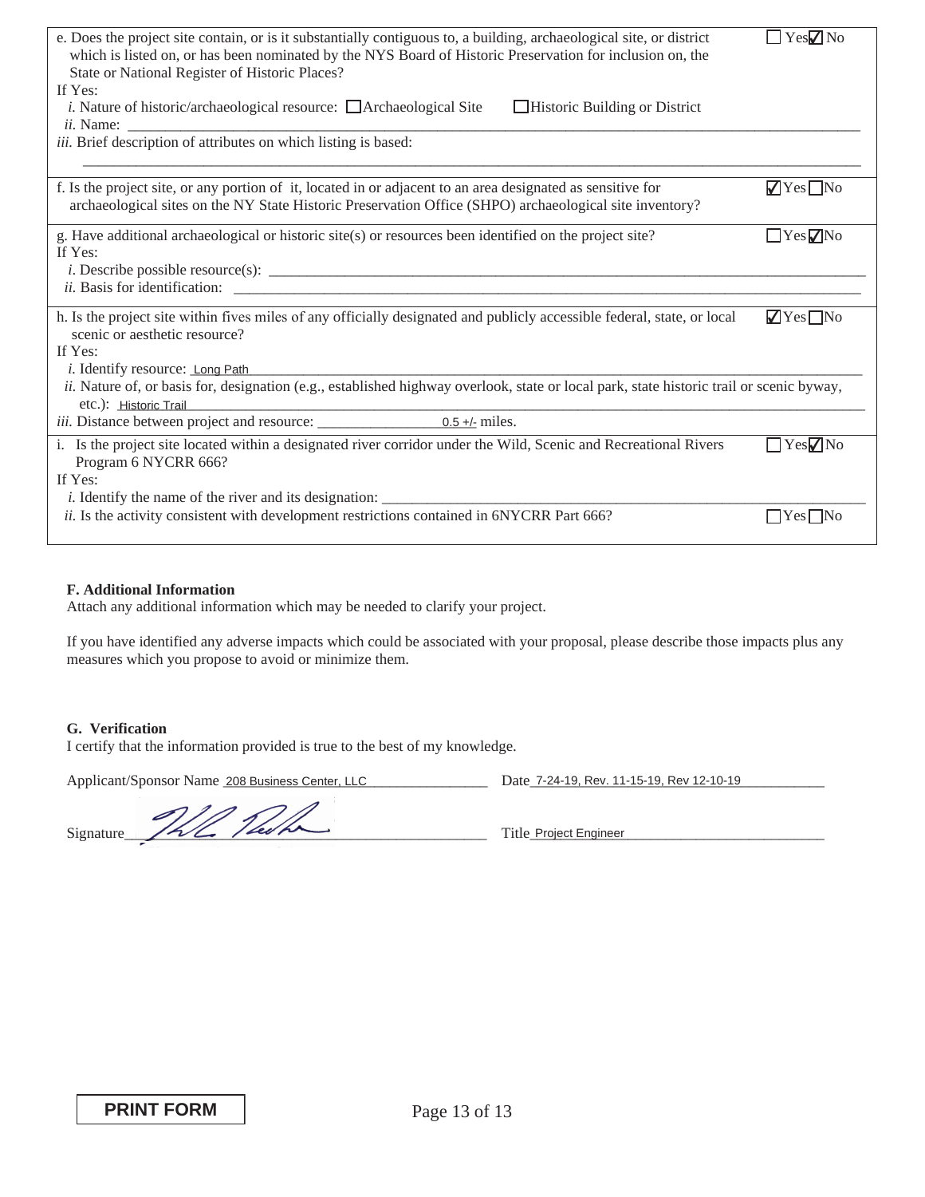e. Does the project site contain, or is it substantially contiguous to, a building, archaeological site, or district which is listed on, or has been nominated by the NYS Board of Historic Preservation for inclusion on, the State or National Register of Historic Places? ☐ Yes ☑ No

If Yes:

*i.* Nature of historic/archaeological resource: ☐ Archaeological Site ☐ Historic Building or District

*ii.* Name: \_\_\_\_\_\_\_\_\_\_\_\_\_\_\_\_

*iii.* Brief description of attributes on which listing is based:

\_\_\_\_\_\_\_\_\_\_\_\_\_\_\_\_

f. Is the project site, or any portion of it, located in or adjacent to an area designated as sensitive for archaeological sites on the NY State Historic Preservation Office (SHPO) archaeological site inventory? ☑ Yes ☐ No

g. Have additional archaeological or historic site(s) or resources been identified on the project site? ☐ Yes ☑ No

If Yes:

*i.* Describe possible resource(s): \_\_\_\_\_\_\_\_\_\_\_\_\_\_\_\_

*ii.* Basis for identification: \_\_\_\_\_\_\_\_\_\_\_\_\_\_\_\_

h. Is the project site within fives miles of any officially designated and publicly accessible federal, state, or local scenic or aesthetic resource? ☑ Yes ☐ No

If Yes:

*i.* Identify resource: Long Path

*ii.* Nature of, or basis for, designation (e.g., established highway overlook, state or local park, state historic trail or scenic byway, etc.): Historic Trail

*iii.* Distance between project and resource: 0.5 +/- miles.

i. Is the project site located within a designated river corridor under the Wild, Scenic and Recreational Rivers Program 6 NYCRR 666? ☐ Yes ☑ No

If Yes:

*i.* Identify the name of the river and its designation: \_\_\_\_\_\_\_\_\_\_\_\_\_\_\_\_

*ii.* Is the activity consistent with development restrictions contained in 6NYCRR Part 666? ☐ Yes ☐ No

**F. Additional Information**

Attach any additional information which may be needed to clarify your project.

If you have identified any adverse impacts which could be associated with your proposal, please describe those impacts plus any measures which you propose to avoid or minimize them.

**G. Verification**

I certify that the information provided is true to the best of my knowledge.

Applicant/Sponsor Name 208 Business Center, LLC Date 7-24-19, Rev. 11-15-19, Rev 12-10-19

Signature [signature] Title Project Engineer

**PRINT FORM**